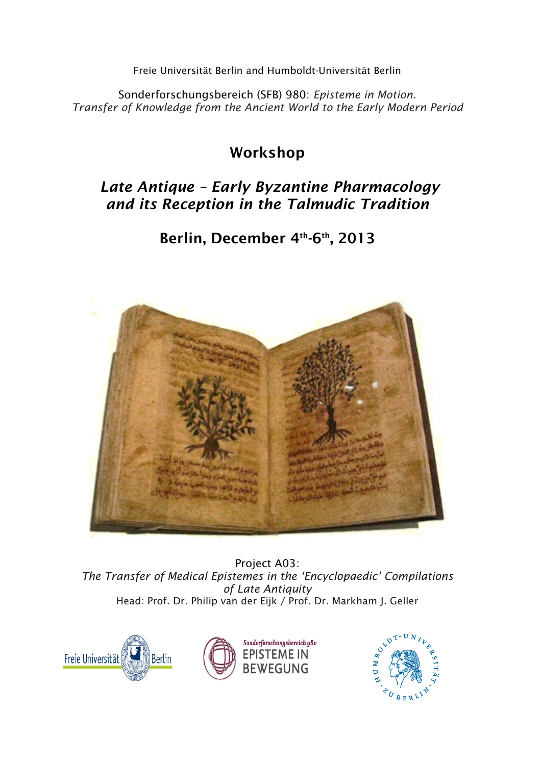Freie Universität Berlin and Humboldt-Universität Berlin

Sonderforschungsbereich (SFB) 980: *Episteme in Motion. Transfer of Knowledge from the Ancient World to the Early Modern Period*

# Workshop

## *Late Antique – Early Byzantine Pharmacology and its Reception in the Talmudic Tradition*

## Berlin, December 4th-6th, 2013

Project A03:
*The Transfer of Medical Epistemes in the 'Encyclopaedic' Compilations of Late Antiquity*
Head: Prof. Dr. Philip van der Eijk / Prof. Dr. Markham J. Geller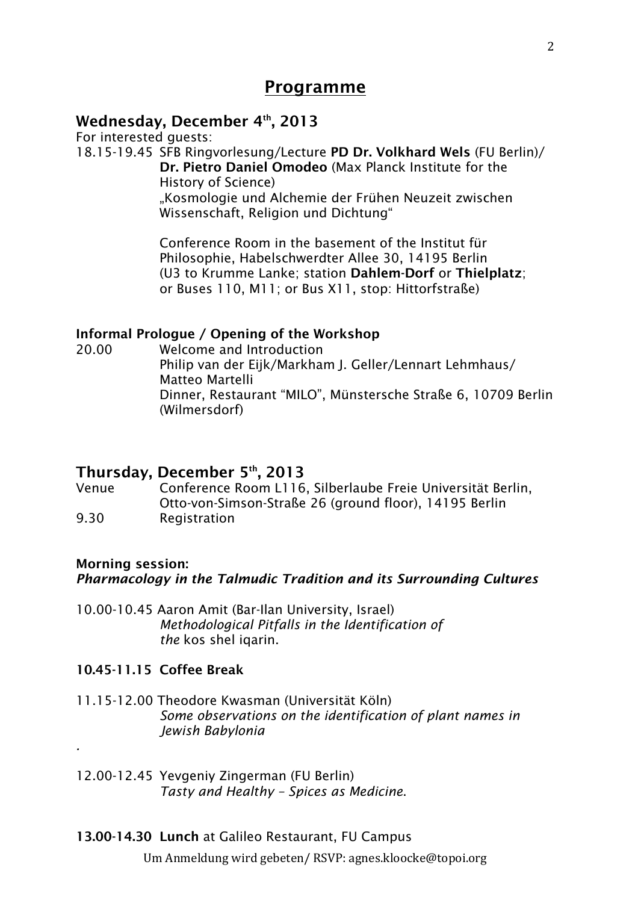# Programme

## Wednesday, December 4th, 2013

For interested guests:

18.15-19.45 SFB Ringvorlesung/Lecture **PD Dr. Volkhard Wels** (FU Berlin)/ **Dr. Pietro Daniel Omodeo** (Max Planck Institute for the History of Science)
„Kosmologie und Alchemie der Frühen Neuzeit zwischen Wissenschaft, Religion und Dichtung“

Conference Room in the basement of the Institut für Philosophie, Habelschwerdter Allee 30, 14195 Berlin (U3 to Krumme Lanke; station **Dahlem-Dorf** or **Thielplatz**; or Buses 110, M11; or Bus X11, stop: Hittorfstraße)

### Informal Prologue / Opening of the Workshop

20.00 Welcome and Introduction
Philip van der Eijk/Markham J. Geller/Lennart Lehmhaus/ Matteo Martelli
Dinner, Restaurant “MILO”, Münstersche Straße 6, 10709 Berlin (Wilmersdorf)

## Thursday, December 5th, 2013

Venue Conference Room L116, Silberlaube Freie Universität Berlin, Otto-von-Simson-Straße 26 (ground floor), 14195 Berlin

9.30 Registration

### Morning session:
### *Pharmacology in the Talmudic Tradition and its Surrounding Cultures*

10.00-10.45 Aaron Amit (Bar-Ilan University, Israel)
*Methodological Pitfalls in the Identification of the* kos shel iqarin.

**10.45-11.15 Coffee Break**

11.15-12.00 Theodore Kwasman (Universität Köln)
*Some observations on the identification of plant names in Jewish Babylonia*

.

12.00-12.45 Yevgeniy Zingerman (FU Berlin)
*Tasty and Healthy – Spices as Medicine.*

**13.00-14.30 Lunch** at Galileo Restaurant, FU Campus

Um Anmeldung wird gebeten/ RSVP: agnes.kloocke@topoi.org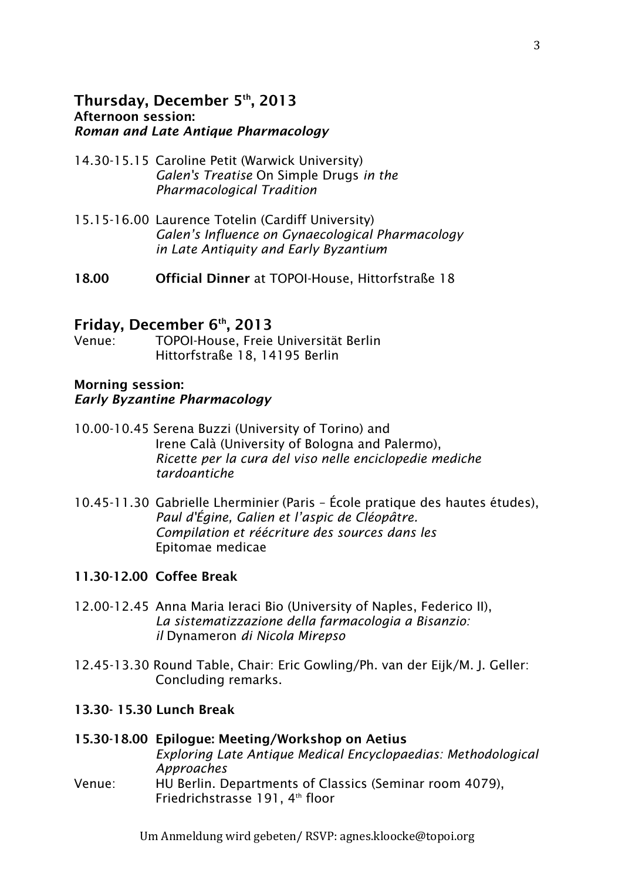## Thursday, December 5th, 2013

**Afternoon session:**
***Roman and Late Antique Pharmacology***

14.30-15.15 Caroline Petit (Warwick University)
*Galen's Treatise* On Simple Drugs *in the Pharmacological Tradition*

15.15-16.00 Laurence Totelin (Cardiff University)
*Galen's Influence on Gynaecological Pharmacology in Late Antiquity and Early Byzantium*

**18.00** **Official Dinner** at TOPOI-House, Hittorfstraße 18

## Friday, December 6th, 2013

Venue: TOPOI-House, Freie Universität Berlin
Hittorfstraße 18, 14195 Berlin

**Morning session:**
***Early Byzantine Pharmacology***

10.00-10.45 Serena Buzzi (University of Torino) and
Irene Calà (University of Bologna and Palermo),
*Ricette per la cura del viso nelle enciclopedie mediche tardoantiche*

10.45-11.30 Gabrielle Lherminier (Paris – École pratique des hautes études),
*Paul d'Égine, Galien et l'aspic de Cléopâtre. Compilation et réécriture des sources dans les* Epitomae medicae

**11.30-12.00 Coffee Break**

12.00-12.45 Anna Maria Ieraci Bio (University of Naples, Federico II),
*La sistematizzazione della farmacologia a Bisanzio: il* Dynameron *di Nicola Mirepso*

12.45-13.30 Round Table, Chair: Eric Gowling/Ph. van der Eijk/M. J. Geller:
Concluding remarks.

**13.30- 15.30 Lunch Break**

**15.30-18.00 Epilogue: Meeting/Workshop on Aetius**
*Exploring Late Antique Medical Encyclopaedias: Methodological Approaches*

Venue: HU Berlin. Departments of Classics (Seminar room 4079),
Friedrichstrasse 191, 4th floor

Um Anmeldung wird gebeten/ RSVP: agnes.kloocke@topoi.org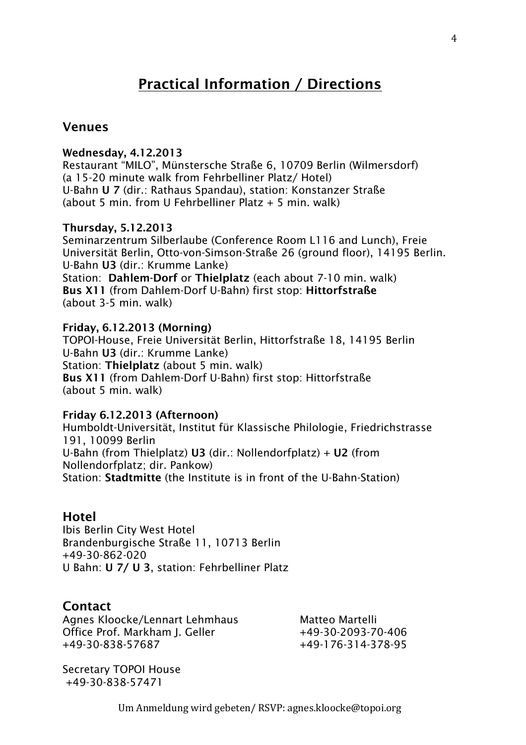# Practical Information / Directions

## Venues

**Wednesday, 4.12.2013**
Restaurant "MILO", Münstersche Straße 6, 10709 Berlin (Wilmersdorf)
(a 15-20 minute walk from Fehrbelliner Platz/ Hotel)
U-Bahn **U 7** (dir.: Rathaus Spandau), station: Konstanzer Straße
(about 5 min. from U Fehrbelliner Platz + 5 min. walk)

**Thursday, 5.12.2013**
Seminarzentrum Silberlaube (Conference Room L116 and Lunch), Freie Universität Berlin, Otto-von-Simson-Straße 26 (ground floor), 14195 Berlin.
U-Bahn **U3** (dir.: Krumme Lanke)
Station: **Dahlem-Dorf** or **Thielplatz** (each about 7-10 min. walk)
**Bus X11** (from Dahlem-Dorf U-Bahn) first stop: **Hittorfstraße**
(about 3-5 min. walk)

**Friday, 6.12.2013 (Morning)**
TOPOI-House, Freie Universität Berlin, Hittorfstraße 18, 14195 Berlin
U-Bahn **U3** (dir.: Krumme Lanke)
Station: **Thielplatz** (about 5 min. walk)
**Bus X11** (from Dahlem-Dorf U-Bahn) first stop: Hittorfstraße
(about 5 min. walk)

**Friday 6.12.2013 (Afternoon)**
Humboldt-Universität, Institut für Klassische Philologie, Friedrichstrasse 191, 10099 Berlin
U-Bahn (from Thielplatz) **U3** (dir.: Nollendorfplatz) + **U2** (from Nollendorfplatz; dir. Pankow)
Station: **Stadtmitte** (the Institute is in front of the U-Bahn-Station)

## Hotel

Ibis Berlin City West Hotel
Brandenburgische Straße 11, 10713 Berlin
+49-30-862-020
U Bahn: **U 7/ U 3**, station: Fehrbelliner Platz

## Contact

Agnes Kloocke/Lennart Lehmhaus
Office Prof. Markham J. Geller
+49-30-838-57687

Matteo Martelli
+49-30-2093-70-406
+49-176-314-378-95

Secretary TOPOI House
+49-30-838-57471

Um Anmeldung wird gebeten/ RSVP: agnes.kloocke@topoi.org